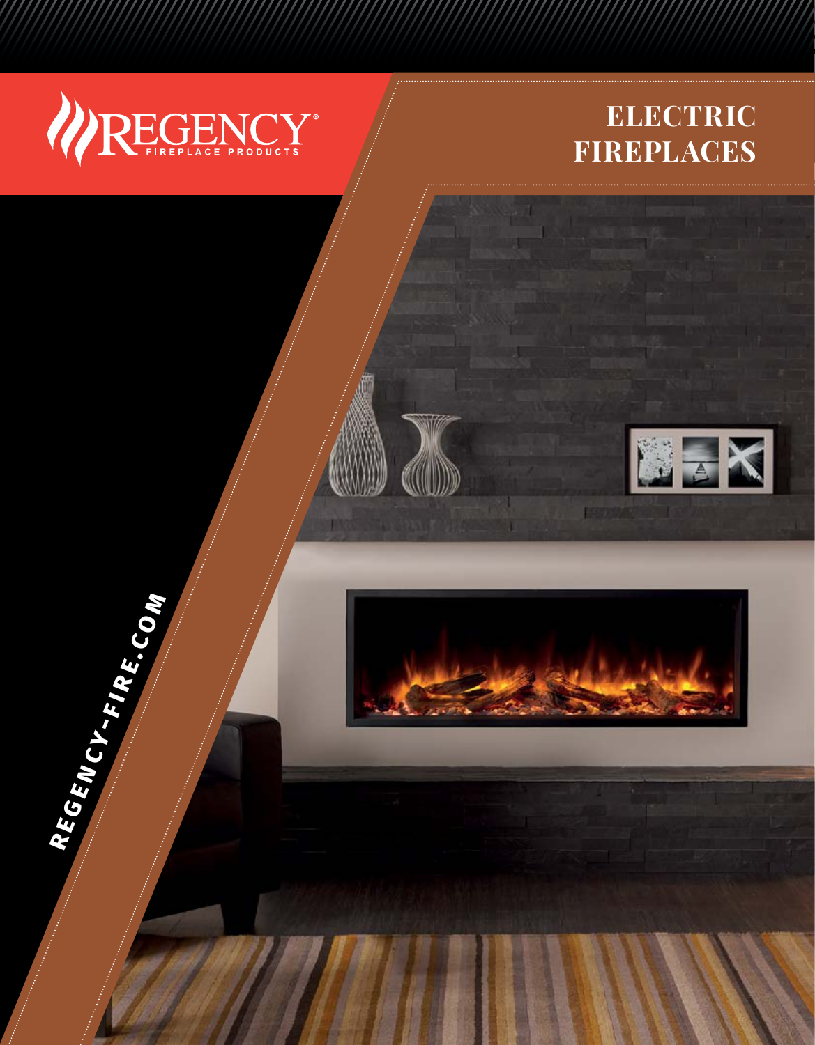REGENCY®
FIREPLACE PRODUCTS

# ELECTRIC FIREPLACES

REGENCY-FIRE.COM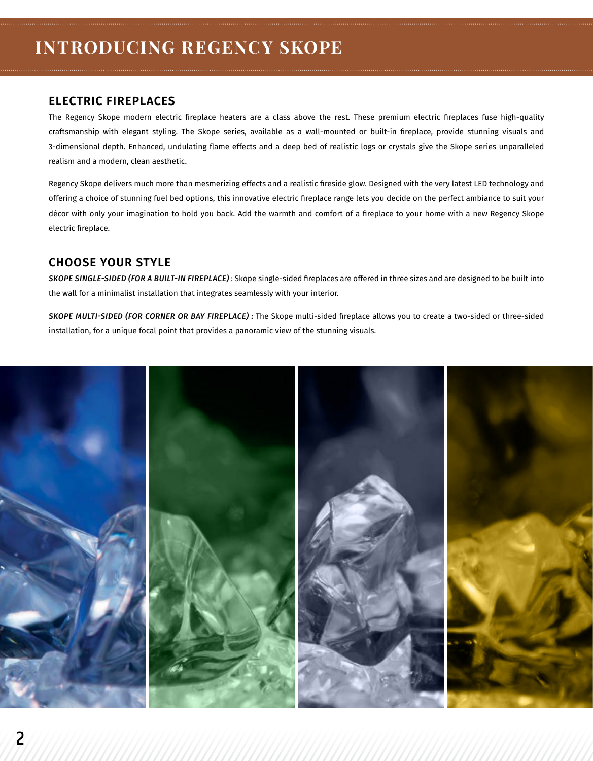# INTRODUCING REGENCY SKOPE

## ELECTRIC FIREPLACES

The Regency Skope modern electric fireplace heaters are a class above the rest. These premium electric fireplaces fuse high-quality craftsmanship with elegant styling. The Skope series, available as a wall-mounted or built-in fireplace, provide stunning visuals and 3-dimensional depth. Enhanced, undulating flame effects and a deep bed of realistic logs or crystals give the Skope series unparalleled realism and a modern, clean aesthetic.

Regency Skope delivers much more than mesmerizing effects and a realistic fireside glow. Designed with the very latest LED technology and offering a choice of stunning fuel bed options, this innovative electric fireplace range lets you decide on the perfect ambiance to suit your décor with only your imagination to hold you back. Add the warmth and comfort of a fireplace to your home with a new Regency Skope electric fireplace.

## CHOOSE YOUR STYLE

***SKOPE SINGLE-SIDED (FOR A BUILT-IN FIREPLACE)*** : Skope single-sided fireplaces are offered in three sizes and are designed to be built into the wall for a minimalist installation that integrates seamlessly with your interior.

***SKOPE MULTI-SIDED (FOR CORNER OR BAY FIREPLACE) :*** The Skope multi-sided fireplace allows you to create a two-sided or three-sided installation, for a unique focal point that provides a panoramic view of the stunning visuals.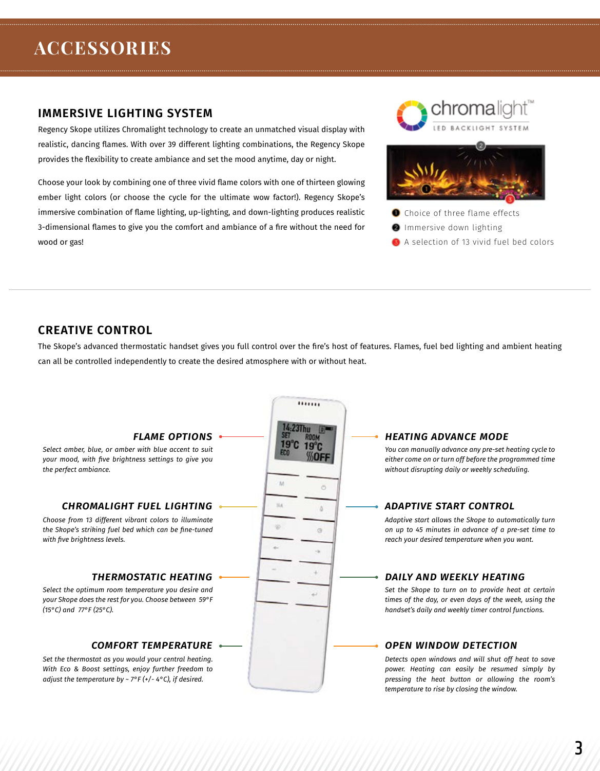# ACCESSORIES

## IMMERSIVE LIGHTING SYSTEM

Regency Skope utilizes Chromalight technology to create an unmatched visual display with realistic, dancing flames. With over 39 different lighting combinations, the Regency Skope provides the flexibility to create ambiance and set the mood anytime, day or night.

Choose your look by combining one of three vivid flame colors with one of thirteen glowing ember light colors (or choose the cycle for the ultimate wow factor!). Regency Skope's immersive combination of flame lighting, up-lighting, and down-lighting produces realistic 3-dimensional flames to give you the comfort and ambiance of a fire without the need for wood or gas!

chromalight™ LED BACKLIGHT SYSTEM

1. Choice of three flame effects
2. Immersive down lighting
3. A selection of 13 vivid fuel bed colors

## CREATIVE CONTROL

The Skope's advanced thermostatic handset gives you full control over the fire's host of features. Flames, fuel bed lighting and ambient heating can all be controlled independently to create the desired atmosphere with or without heat.

### FLAME OPTIONS

*Select amber, blue, or amber with blue accent to suit your mood, with five brightness settings to give you the perfect ambiance.*

### CHROMALIGHT FUEL LIGHTING

*Choose from 13 different vibrant colors to illuminate the Skope's striking fuel bed which can be fine-tuned with five brightness levels.*

### THERMOSTATIC HEATING

*Select the optimum room temperature you desire and your Skope does the rest for you. Choose between 59°F (15°C) and 77°F (25°C).*

### COMFORT TEMPERATURE

*Set the thermostat as you would your central heating. With Eco & Boost settings, enjoy further freedom to adjust the temperature by ~ 7°F (+/- 4°C), if desired.*

### HEATING ADVANCE MODE

*You can manually advance any pre-set heating cycle to either come on or turn off before the programmed time without disrupting daily or weekly scheduling.*

### ADAPTIVE START CONTROL

*Adaptive start allows the Skope to automatically turn on up to 45 minutes in advance of a pre-set time to reach your desired temperature when you want.*

### DAILY AND WEEKLY HEATING

*Set the Skope to turn on to provide heat at certain times of the day, or even days of the week, using the handset's daily and weekly timer control functions.*

### OPEN WINDOW DETECTION

*Detects open windows and will shut off heat to save power. Heating can easily be resumed simply by pressing the heat button or allowing the room's temperature to rise by closing the window.*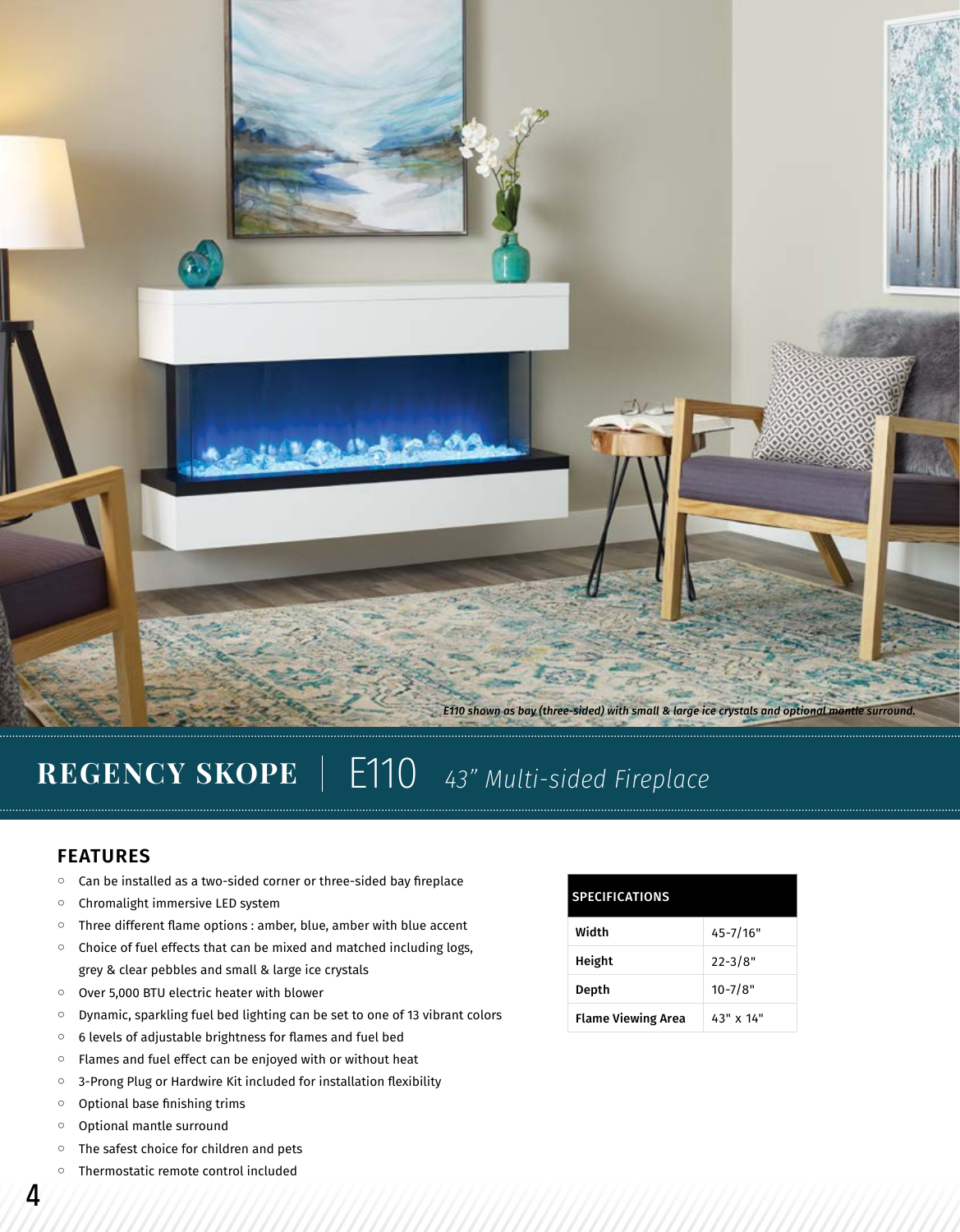*E110 shown as bay (three-sided) with small & large ice crystals and optional mantle surround.*

# REGENCY SKOPE | E110 *43" Multi-sided Fireplace*

## FEATURES

- Can be installed as a two-sided corner or three-sided bay fireplace
- Chromalight immersive LED system
- Three different flame options : amber, blue, amber with blue accent
- Choice of fuel effects that can be mixed and matched including logs, grey & clear pebbles and small & large ice crystals
- Over 5,000 BTU electric heater with blower
- Dynamic, sparkling fuel bed lighting can be set to one of 13 vibrant colors
- 6 levels of adjustable brightness for flames and fuel bed
- Flames and fuel effect can be enjoyed with or without heat
- 3-Prong Plug or Hardwire Kit included for installation flexibility
- Optional base finishing trims
- Optional mantle surround
- The safest choice for children and pets
- Thermostatic remote control included

| SPECIFICATIONS | |
|---|---|
| **Width** | 45-7/16" |
| **Height** | 22-3/8" |
| **Depth** | 10-7/8" |
| **Flame Viewing Area** | 43" x 14" |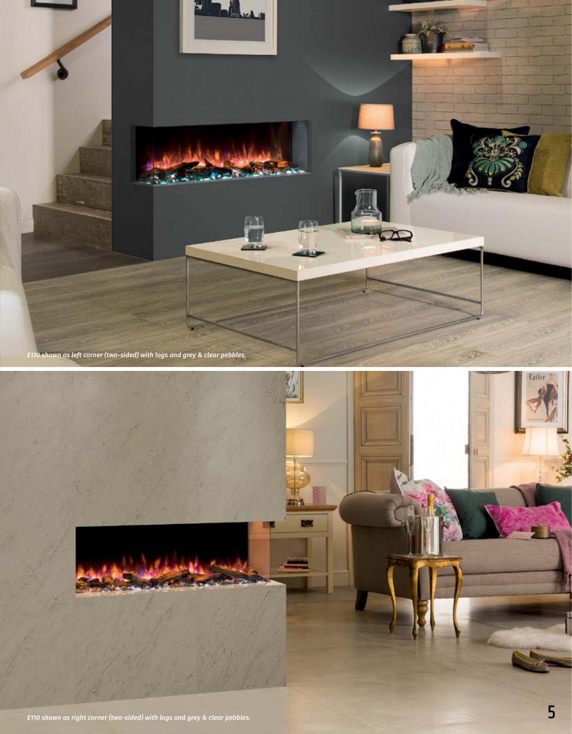*E110 shown as left corner (two-sided) with logs and grey & clear pebbles.*

*E110 shown as right corner (two-sided) with logs and grey & clear pebbles.*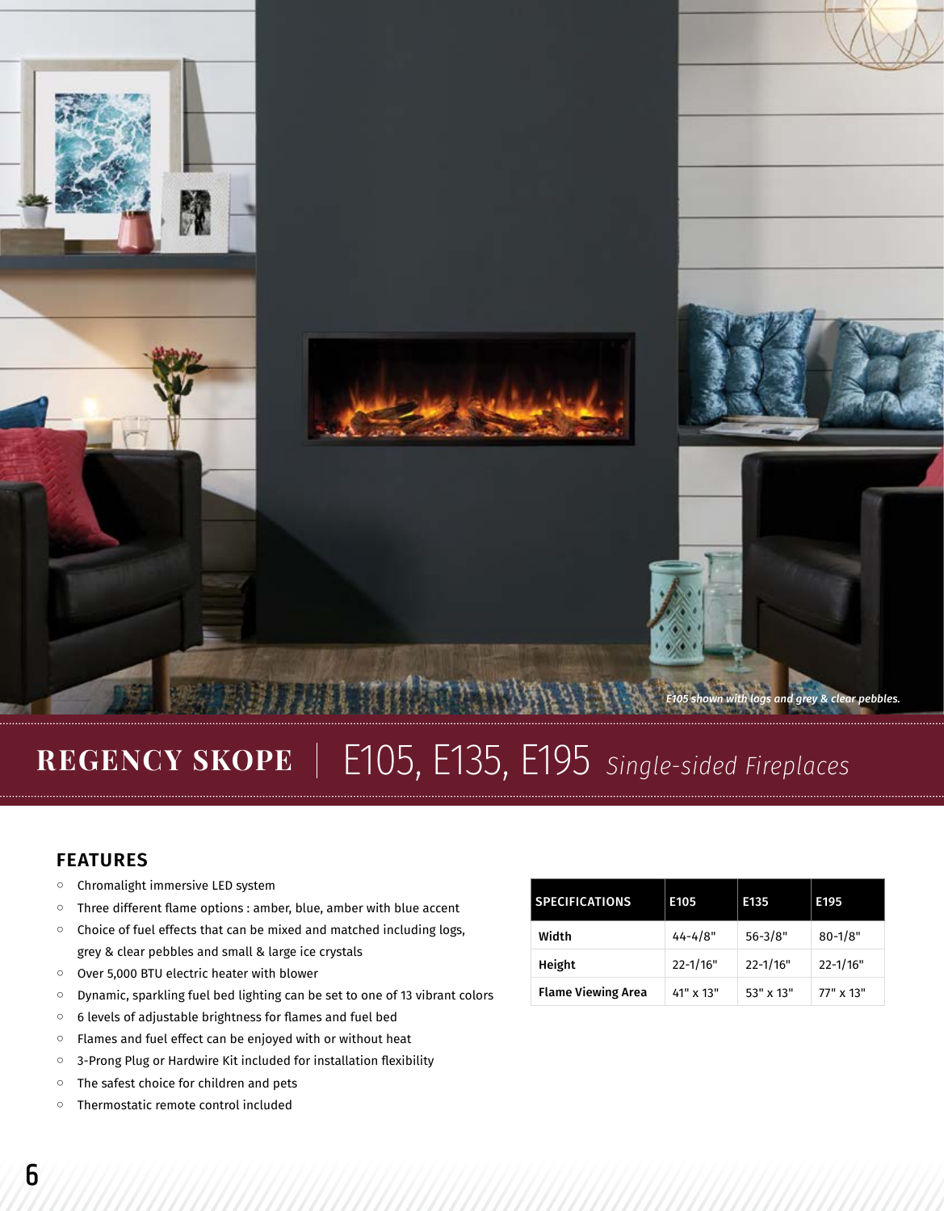*E105 shown with logs and grey & clear pebbles.*

# REGENCY SKOPE | E105, E135, E195 *Single-sided Fireplaces*

## FEATURES

- Chromalight immersive LED system
- Three different flame options : amber, blue, amber with blue accent
- Choice of fuel effects that can be mixed and matched including logs, grey & clear pebbles and small & large ice crystals
- Over 5,000 BTU electric heater with blower
- Dynamic, sparkling fuel bed lighting can be set to one of 13 vibrant colors
- 6 levels of adjustable brightness for flames and fuel bed
- Flames and fuel effect can be enjoyed with or without heat
- 3-Prong Plug or Hardwire Kit included for installation flexibility
- The safest choice for children and pets
- Thermostatic remote control included

| SPECIFICATIONS | E105 | E135 | E195 |
|---|---|---|---|
| **Width** | 44-4/8" | 56-3/8" | 80-1/8" |
| **Height** | 22-1/16" | 22-1/16" | 22-1/16" |
| **Flame Viewing Area** | 41" x 13" | 53" x 13" | 77" x 13" |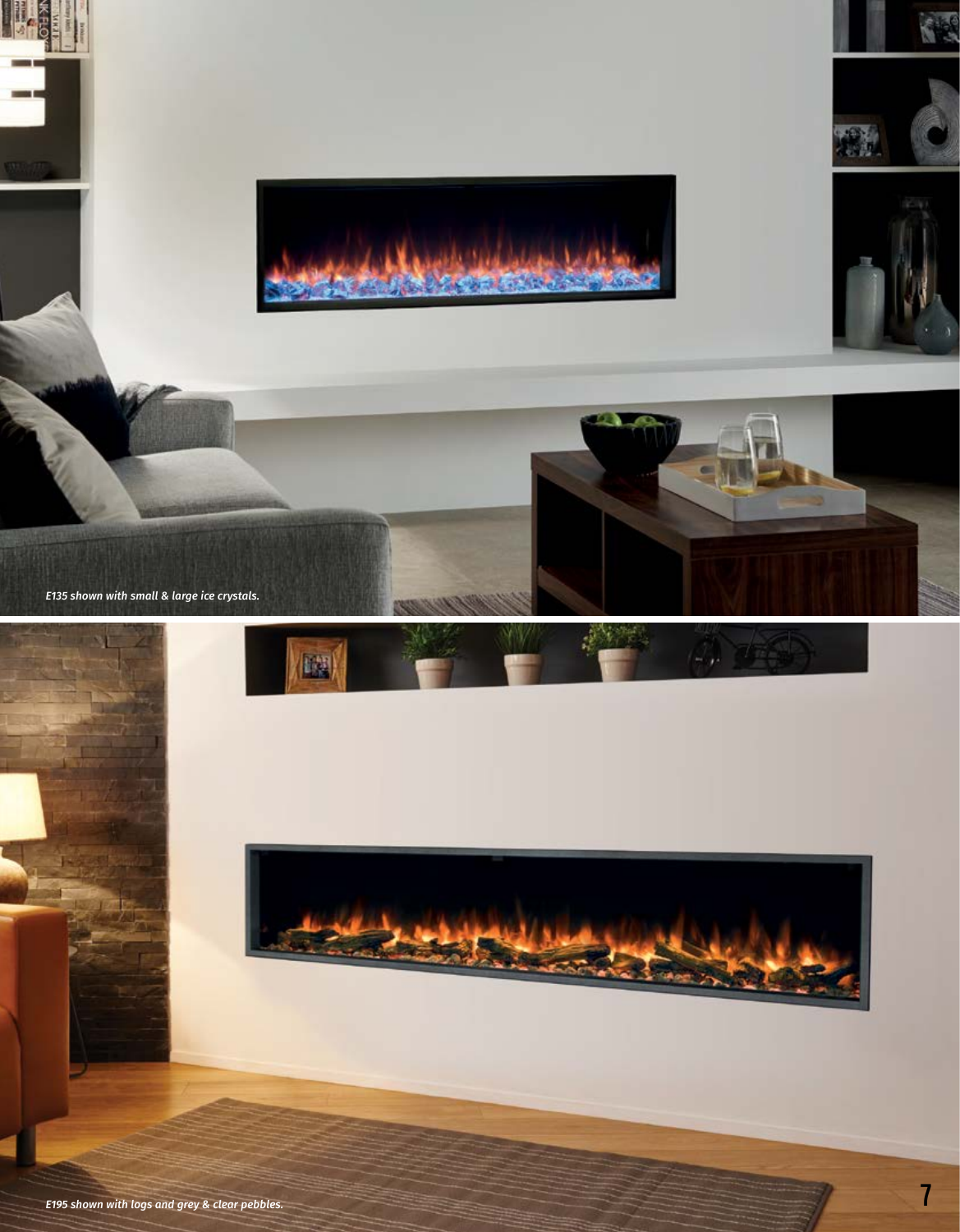*E135 shown with small & large ice crystals.*

*E195 shown with logs and grey & clear pebbles.*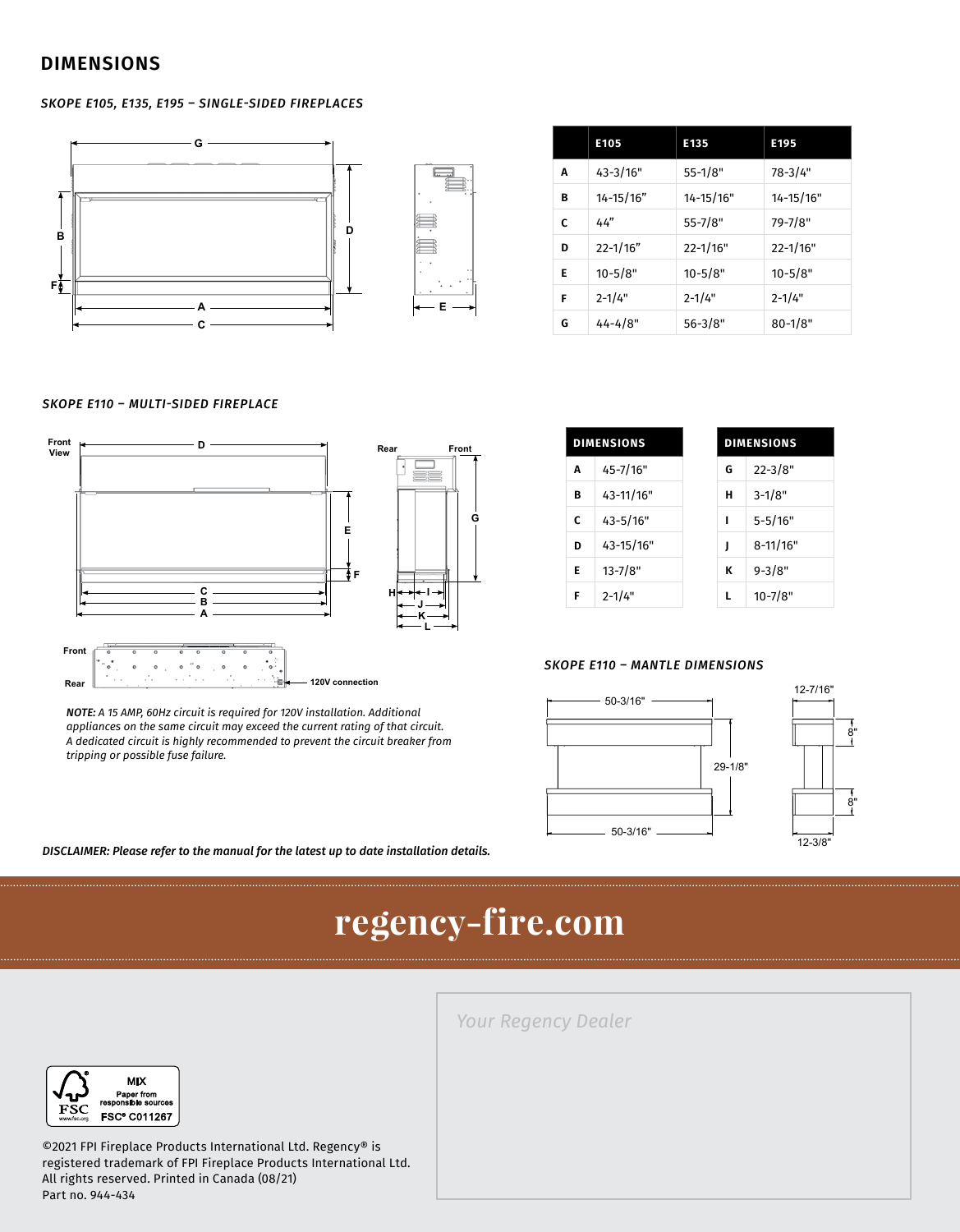## DIMENSIONS

*SKOPE E105, E135, E195 – SINGLE-SIDED FIREPLACES*

| | E105 | E135 | E195 |
|---|---|---|---|
| A | 43-3/16" | 55-1/8" | 78-3/4" |
| B | 14-15/16" | 14-15/16" | 14-15/16" |
| C | 44" | 55-7/8" | 79-7/8" |
| D | 22-1/16" | 22-1/16" | 22-1/16" |
| E | 10-5/8" | 10-5/8" | 10-5/8" |
| F | 2-1/4" | 2-1/4" | 2-1/4" |
| G | 44-4/8" | 56-3/8" | 80-1/8" |

*SKOPE E110 – MULTI-SIDED FIREPLACE*

Front View

Rear

Front

Front

Rear

120V connection

| DIMENSIONS | |
|---|---|
| A | 45-7/16" |
| B | 43-11/16" |
| C | 43-5/16" |
| D | 43-15/16" |
| E | 13-7/8" |
| F | 2-1/4" |

| DIMENSIONS | |
|---|---|
| G | 22-3/8" |
| H | 3-1/8" |
| I | 5-5/16" |
| J | 8-11/16" |
| K | 9-3/8" |
| L | 10-7/8" |

*NOTE: A 15 AMP, 60Hz circuit is required for 120V installation. Additional appliances on the same circuit may exceed the current rating of that circuit. A dedicated circuit is highly recommended to prevent the circuit breaker from tripping or possible fuse failure.*

*SKOPE E110 – MANTLE DIMENSIONS*

50-3/16"

29-1/8"

50-3/16"

12-7/16"

8"

8"

12-3/8"

***DISCLAIMER: Please refer to the manual for the latest up to date installation details.***

**regency-fire.com**

*Your Regency Dealer*

MIX
Paper from responsible sources
FSC® C011267

©2021 FPI Fireplace Products International Ltd. Regency® is registered trademark of FPI Fireplace Products International Ltd. All rights reserved. Printed in Canada (08/21)
Part no. 944-434